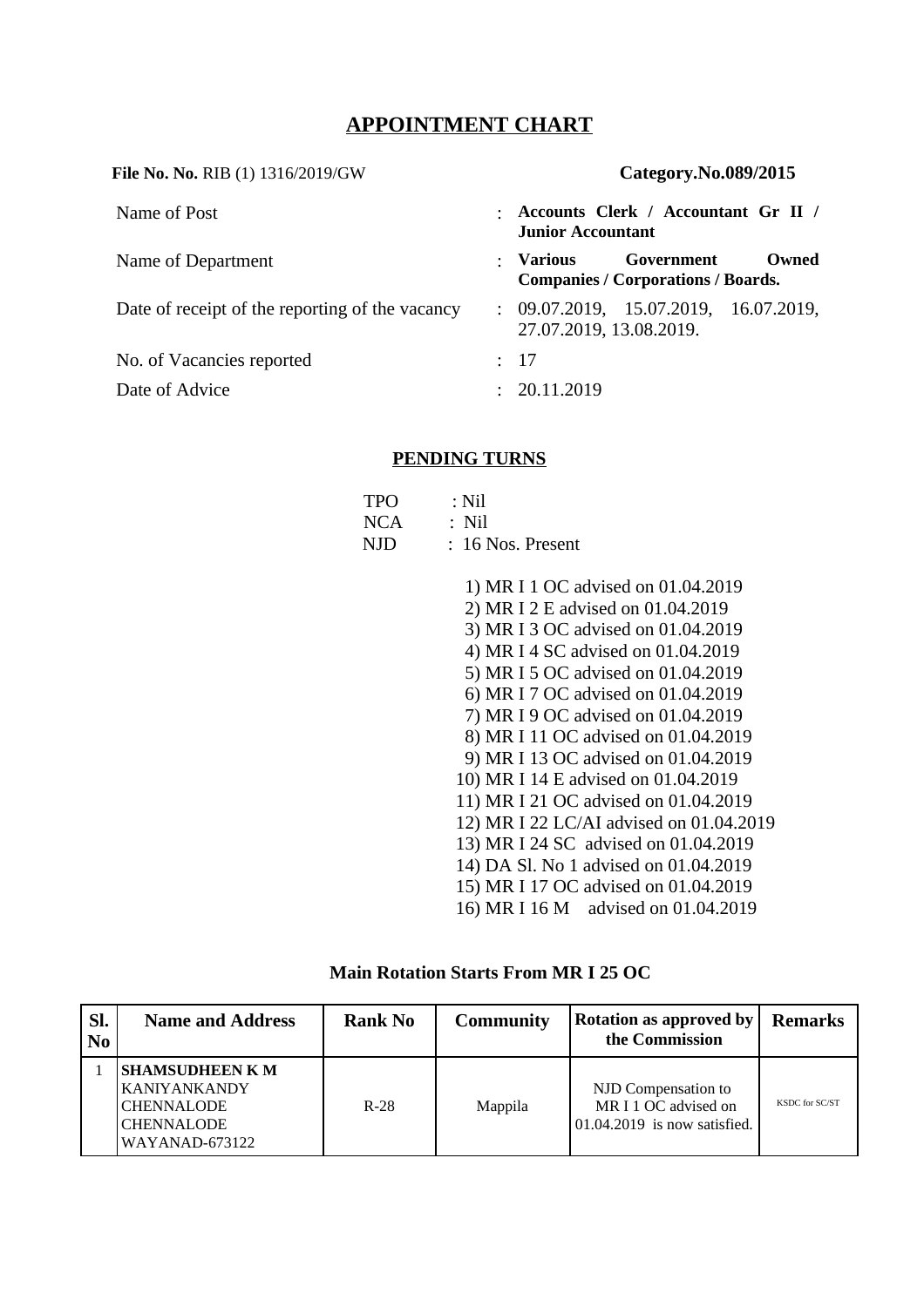# APPOINTMENT CHART

**File No. No.** RIB (1) 1316/2019/GW **Category.No.089/2015**

| | | |
|---|---|---|
| Name of Post | : | **Accounts Clerk / Accountant Gr II / Junior Accountant** |
| Name of Department | : | **Various Government Owned Companies / Corporations / Boards.** |
| Date of receipt of the reporting of the vacancy | : | 09.07.2019, 15.07.2019, 16.07.2019, 27.07.2019, 13.08.2019. |
| No. of Vacancies reported | : | 17 |
| Date of Advice | : | 20.11.2019 |

## PENDING TURNS

TPO : Nil
NCA : Nil
NJD : 16 Nos. Present

1) MR I 1 OC advised on 01.04.2019
2) MR I 2 E advised on 01.04.2019
3) MR I 3 OC advised on 01.04.2019
4) MR I 4 SC advised on 01.04.2019
5) MR I 5 OC advised on 01.04.2019
6) MR I 7 OC advised on 01.04.2019
7) MR I 9 OC advised on 01.04.2019
8) MR I 11 OC advised on 01.04.2019
9) MR I 13 OC advised on 01.04.2019
10) MR I 14 E advised on 01.04.2019
11) MR I 21 OC advised on 01.04.2019
12) MR I 22 LC/AI advised on 01.04.2019
13) MR I 24 SC advised on 01.04.2019
14) DA Sl. No 1 advised on 01.04.2019
15) MR I 17 OC advised on 01.04.2019
16) MR I 16 M advised on 01.04.2019

**Main Rotation Starts From MR I 25 OC**

| Sl. No | Name and Address | Rank No | Community | Rotation as approved by the Commission | Remarks |
|---|---|---|---|---|---|
| 1 | **SHAMSUDHEEN K M** KANIYANKANDY CHENNALODE CHENNALODE WAYANAD-673122 | R-28 | Mappila | NJD Compensation to MR I 1 OC advised on 01.04.2019 is now satisfied. | KSDC for SC/ST |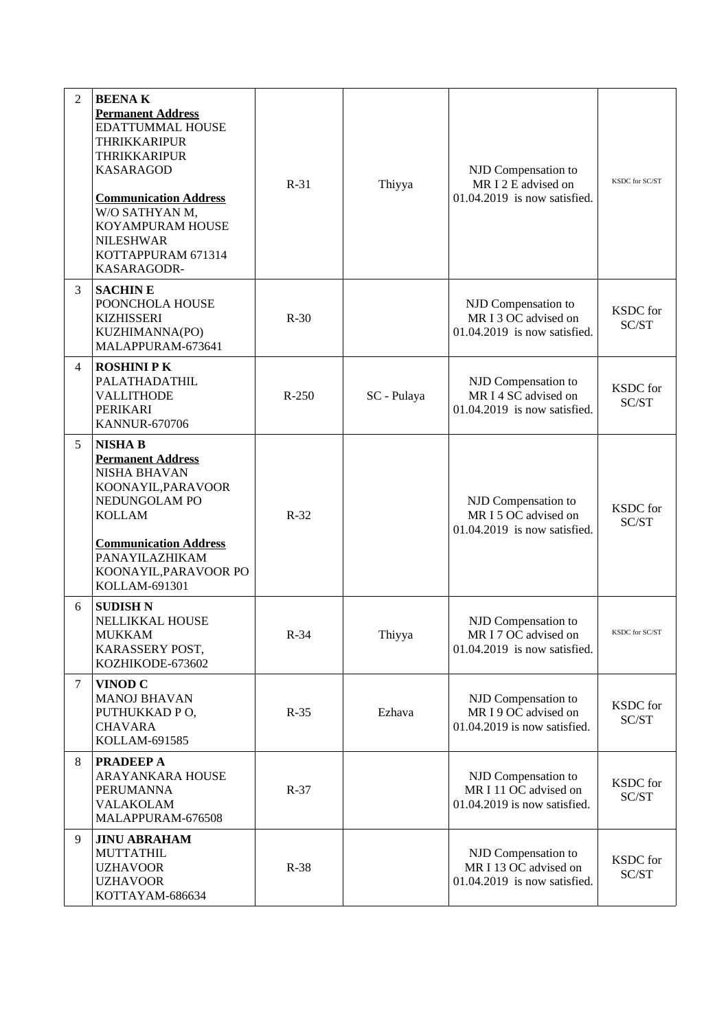| 2 | **BEENA K**<br>**Permanent Address**<br>EDATTUMMAL HOUSE<br>THRIKKARIPUR<br>THRIKKARIPUR<br>KASARAGOD<br><br>**Communication Address**<br>W/O SATHYAN M,<br>KOYAMPURAM HOUSE<br>NILESHWAR<br>KOTTAPPURAM 671314<br>KASARAGODR- | R-31 | Thiyya | NJD Compensation to MR I 2 E advised on 01.04.2019 is now satisfied. | KSDC for SC/ST |
|---|---|---|---|---|---|
| 3 | **SACHIN E**<br>POONCHOLA HOUSE<br>KIZHISSERI<br>KUZHIMANNA(PO)<br>MALAPPURAM-673641 | R-30 | | NJD Compensation to MR I 3 OC advised on 01.04.2019 is now satisfied. | KSDC for SC/ST |
| 4 | **ROSHINI P K**<br>PALATHADATHIL<br>VALLITHODE<br>PERIKARI<br>KANNUR-670706 | R-250 | SC - Pulaya | NJD Compensation to MR I 4 SC advised on 01.04.2019 is now satisfied. | KSDC for SC/ST |
| 5 | **NISHA B**<br>**Permanent Address**<br>NISHA BHAVAN<br>KOONAYIL,PARAVOOR<br>NEDUNGOLAM PO<br>KOLLAM<br><br>**Communication Address**<br>PANAYILAZHIKAM<br>KOONAYIL,PARAVOOR PO<br>KOLLAM-691301 | R-32 | | NJD Compensation to MR I 5 OC advised on 01.04.2019 is now satisfied. | KSDC for SC/ST |
| 6 | **SUDISH N**<br>NELLIKKAL HOUSE<br>MUKKAM<br>KARASSERY POST,<br>KOZHIKODE-673602 | R-34 | Thiyya | NJD Compensation to MR I 7 OC advised on 01.04.2019 is now satisfied. | KSDC for SC/ST |
| 7 | **VINOD C**<br>MANOJ BHAVAN<br>PUTHUKKAD P O,<br>CHAVARA<br>KOLLAM-691585 | R-35 | Ezhava | NJD Compensation to MR I 9 OC advised on 01.04.2019 is now satisfied. | KSDC for SC/ST |
| 8 | **PRADEEP A**<br>ARAYANKARA HOUSE<br>PERUMANNA<br>VALAKOLAM<br>MALAPPURAM-676508 | R-37 | | NJD Compensation to MR I 11 OC advised on 01.04.2019 is now satisfied. | KSDC for SC/ST |
| 9 | **JINU ABRAHAM**<br>MUTTATHIL<br>UZHAVOOR<br>UZHAVOOR<br>KOTTAYAM-686634 | R-38 | | NJD Compensation to MR I 13 OC advised on 01.04.2019 is now satisfied. | KSDC for SC/ST |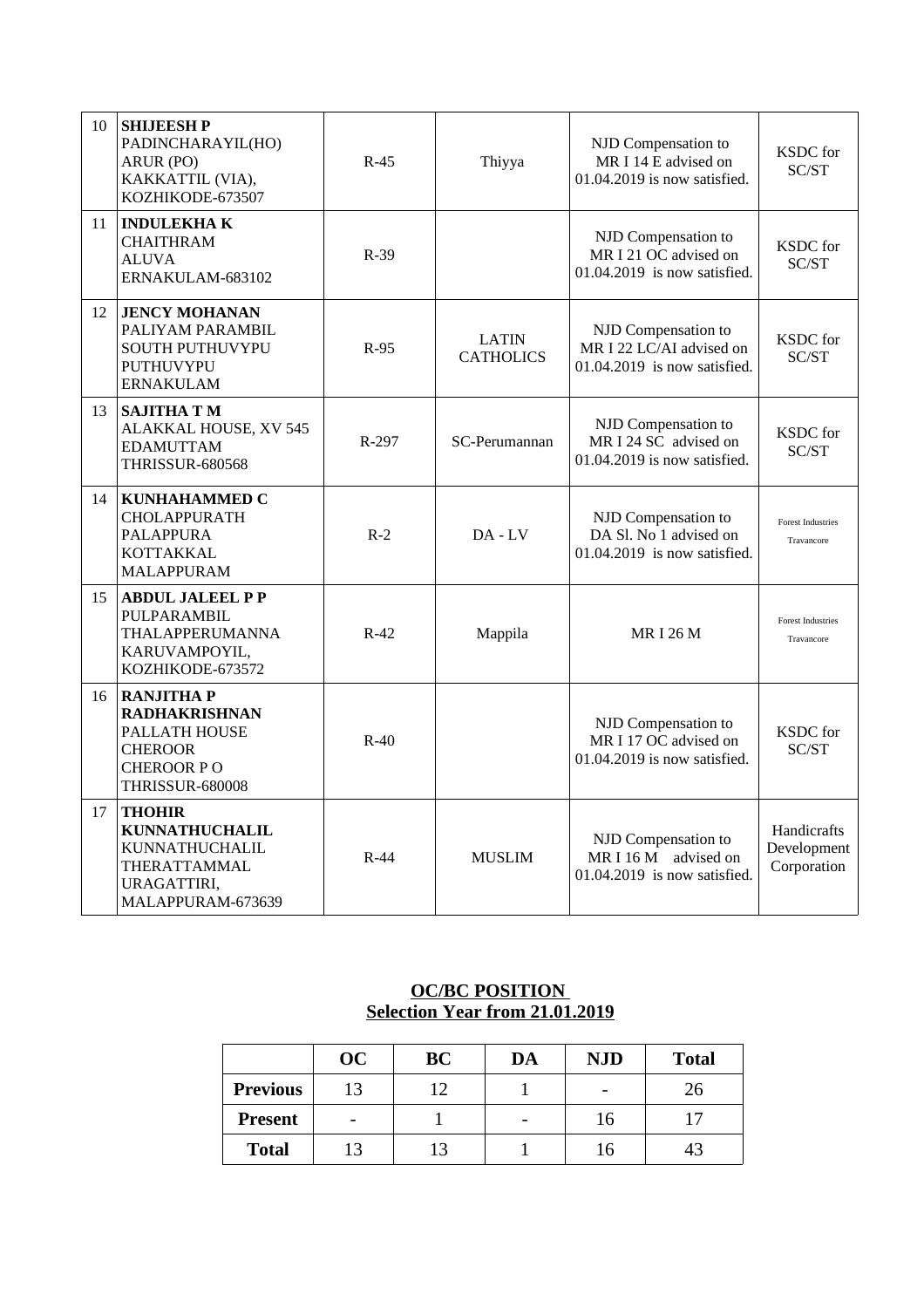| 10 | **SHIJEESH P**<br>PADINCHARAYIL(HO)<br>ARUR (PO)<br>KAKKATTIL (VIA),<br>KOZHIKODE-673507 | R-45 | Thiyya | NJD Compensation to MR I 14 E advised on 01.04.2019 is now satisfied. | KSDC for SC/ST |
|---|---|---|---|---|---|
| 11 | **INDULEKHA K**<br>CHAITHRAM<br>ALUVA<br>ERNAKULAM-683102 | R-39 | | NJD Compensation to MR I 21 OC advised on 01.04.2019 is now satisfied. | KSDC for SC/ST |
| 12 | **JENCY MOHANAN**<br>PALIYAM PARAMBIL<br>SOUTH PUTHUVYPU<br>PUTHUVYPU<br>ERNAKULAM | R-95 | LATIN CATHOLICS | NJD Compensation to MR I 22 LC/AI advised on 01.04.2019 is now satisfied. | KSDC for SC/ST |
| 13 | **SAJITHA T M**<br>ALAKKAL HOUSE, XV 545<br>EDAMUTTAM<br>THRISSUR-680568 | R-297 | SC-Perumannan | NJD Compensation to MR I 24 SC advised on 01.04.2019 is now satisfied. | KSDC for SC/ST |
| 14 | **KUNHAHAMMED C**<br>CHOLAPPURATH<br>PALAPPURA<br>KOTTAKKAL<br>MALAPPURAM | R-2 | DA - LV | NJD Compensation to DA Sl. No 1 advised on 01.04.2019 is now satisfied. | Forest Industries Travancore |
| 15 | **ABDUL JALEEL P P**<br>PULPARAMBIL<br>THALAPPERUMANNA<br>KARUVAMPOYIL,<br>KOZHIKODE-673572 | R-42 | Mappila | MR I 26 M | Forest Industries Travancore |
| 16 | **RANJITHA P RADHAKRISHNAN**<br>PALLATH HOUSE<br>CHEROOR<br>CHEROOR P O<br>THRISSUR-680008 | R-40 | | NJD Compensation to MR I 17 OC advised on 01.04.2019 is now satisfied. | KSDC for SC/ST |
| 17 | **THOHIR KUNNATHUCHALIL**<br>KUNNATHUCHALIL<br>THERATTAMMAL<br>URAGATTIRI,<br>MALAPPURAM-673639 | R-44 | MUSLIM | NJD Compensation to MR I 16 M advised on 01.04.2019 is now satisfied. | Handicrafts Development Corporation |

**OC/BC POSITION**
**Selection Year from 21.01.2019**

| | OC | BC | DA | NJD | Total |
|---|---|---|---|---|---|
| **Previous** | 13 | 12 | 1 | - | 26 |
| **Present** | - | 1 | - | 16 | 17 |
| **Total** | 13 | 13 | 1 | 16 | 43 |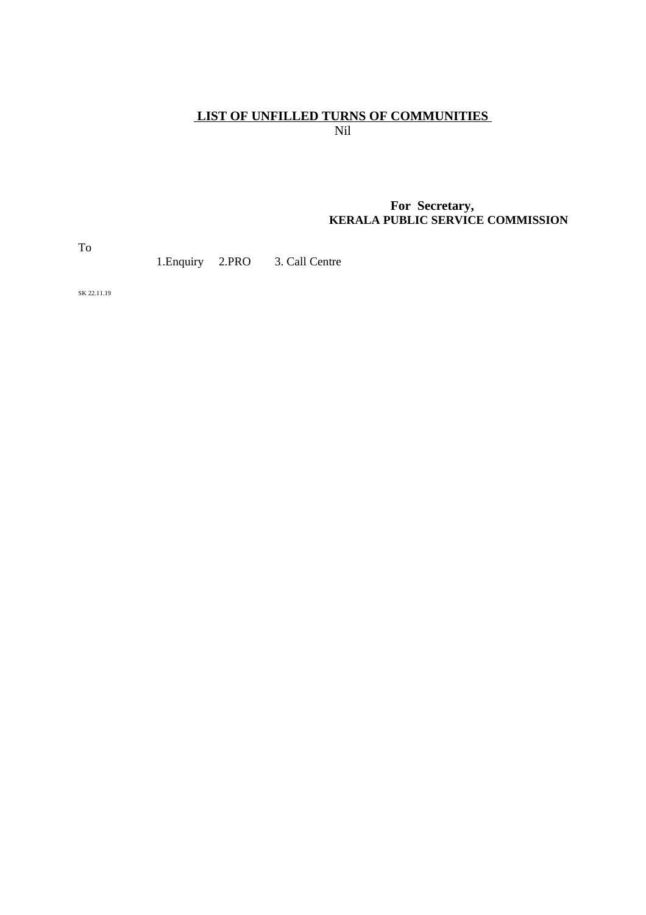## LIST OF UNFILLED TURNS OF COMMUNITIES

Nil

**For Secretary,**
**KERALA PUBLIC SERVICE COMMISSION**

To

1.Enquiry 2.PRO 3. Call Centre

SK 22.11.19